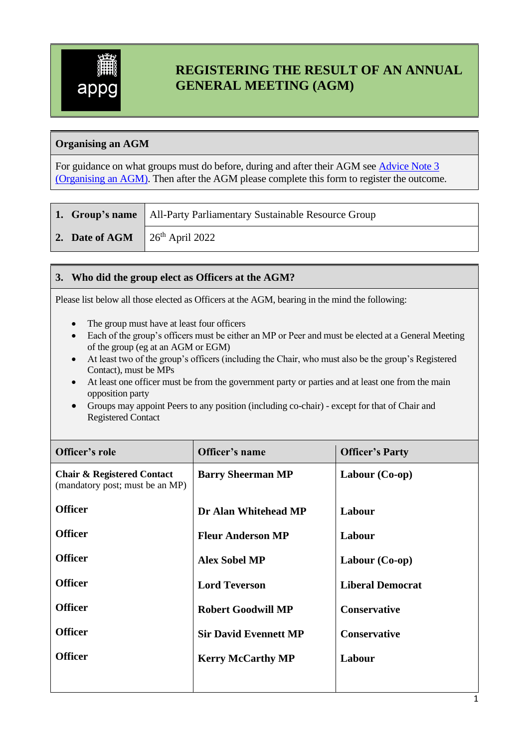# REGISTERING THE RESULT OF AN ANNUAL GENERAL MEETING (AGM)

## Organising an AGM

For guidance on what groups must do before, during and after their AGM see Advice Note 3 (Organising an AGM). Then after the AGM please complete this form to register the outcome.

| | |
|---|---|
| **1. Group's name** | All-Party Parliamentary Sustainable Resource Group |
| **2. Date of AGM** | 26th April 2022 |

## 3. Who did the group elect as Officers at the AGM?

Please list below all those elected as Officers at the AGM, bearing in the mind the following:

- The group must have at least four officers
- Each of the group's officers must be either an MP or Peer and must be elected at a General Meeting of the group (eg at an AGM or EGM)
- At least two of the group's officers (including the Chair, who must also be the group's Registered Contact), must be MPs
- At least one officer must be from the government party or parties and at least one from the main opposition party
- Groups may appoint Peers to any position (including co-chair) - except for that of Chair and Registered Contact

| Officer's role | Officer's name | Officer's Party |
|---|---|---|
| **Chair & Registered Contact** (mandatory post; must be an MP) | **Barry Sheerman MP** | **Labour (Co-op)** |
| **Officer** | **Dr Alan Whitehead MP** | **Labour** |
| **Officer** | **Fleur Anderson MP** | **Labour** |
| **Officer** | **Alex Sobel MP** | **Labour (Co-op)** |
| **Officer** | **Lord Teverson** | **Liberal Democrat** |
| **Officer** | **Robert Goodwill MP** | **Conservative** |
| **Officer** | **Sir David Evennett MP** | **Conservative** |
| **Officer** | **Kerry McCarthy MP** | **Labour** |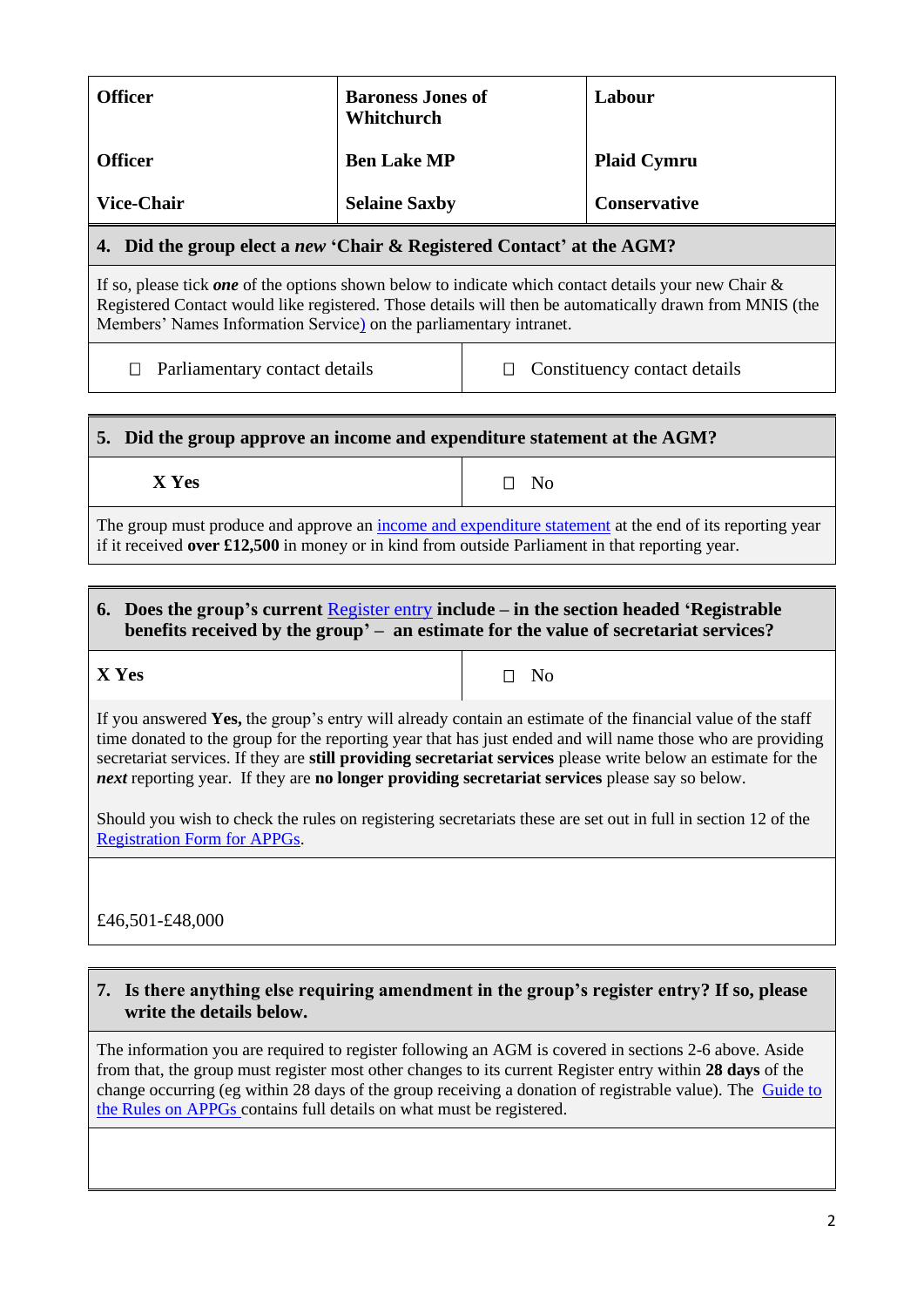| Officer | Baroness Jones of Whitchurch | Labour |
|---|---|---|
| Officer | Ben Lake MP | Plaid Cymru |
| Vice-Chair | Selaine Saxby | Conservative |

**4. Did the group elect a *new* 'Chair & Registered Contact' at the AGM?**

If so, please tick ***one*** of the options shown below to indicate which contact details your new Chair & Registered Contact would like registered. Those details will then be automatically drawn from MNIS (the Members' Names Information Service) on the parliamentary intranet.

| ☐ Parliamentary contact details | ☐ Constituency contact details |
|---|---|

**5. Did the group approve an income and expenditure statement at the AGM?**

| X Yes | ☐ No |
|---|---|

The group must produce and approve an income and expenditure statement at the end of its reporting year if it received **over £12,500** in money or in kind from outside Parliament in that reporting year.

**6. Does the group's current Register entry include – in the section headed 'Registrable benefits received by the group' – an estimate for the value of secretariat services?**

| X Yes | ☐ No |
|---|---|

If you answered **Yes,** the group's entry will already contain an estimate of the financial value of the staff time donated to the group for the reporting year that has just ended and will name those who are providing secretariat services. If they are **still providing secretariat services** please write below an estimate for the ***next*** reporting year. If they are **no longer providing secretariat services** please say so below.

Should you wish to check the rules on registering secretariats these are set out in full in section 12 of the Registration Form for APPGs.

£46,501-£48,000

**7. Is there anything else requiring amendment in the group's register entry? If so, please write the details below.**

The information you are required to register following an AGM is covered in sections 2-6 above. Aside from that, the group must register most other changes to its current Register entry within **28 days** of the change occurring (eg within 28 days of the group receiving a donation of registrable value). The Guide to the Rules on APPGs contains full details on what must be registered.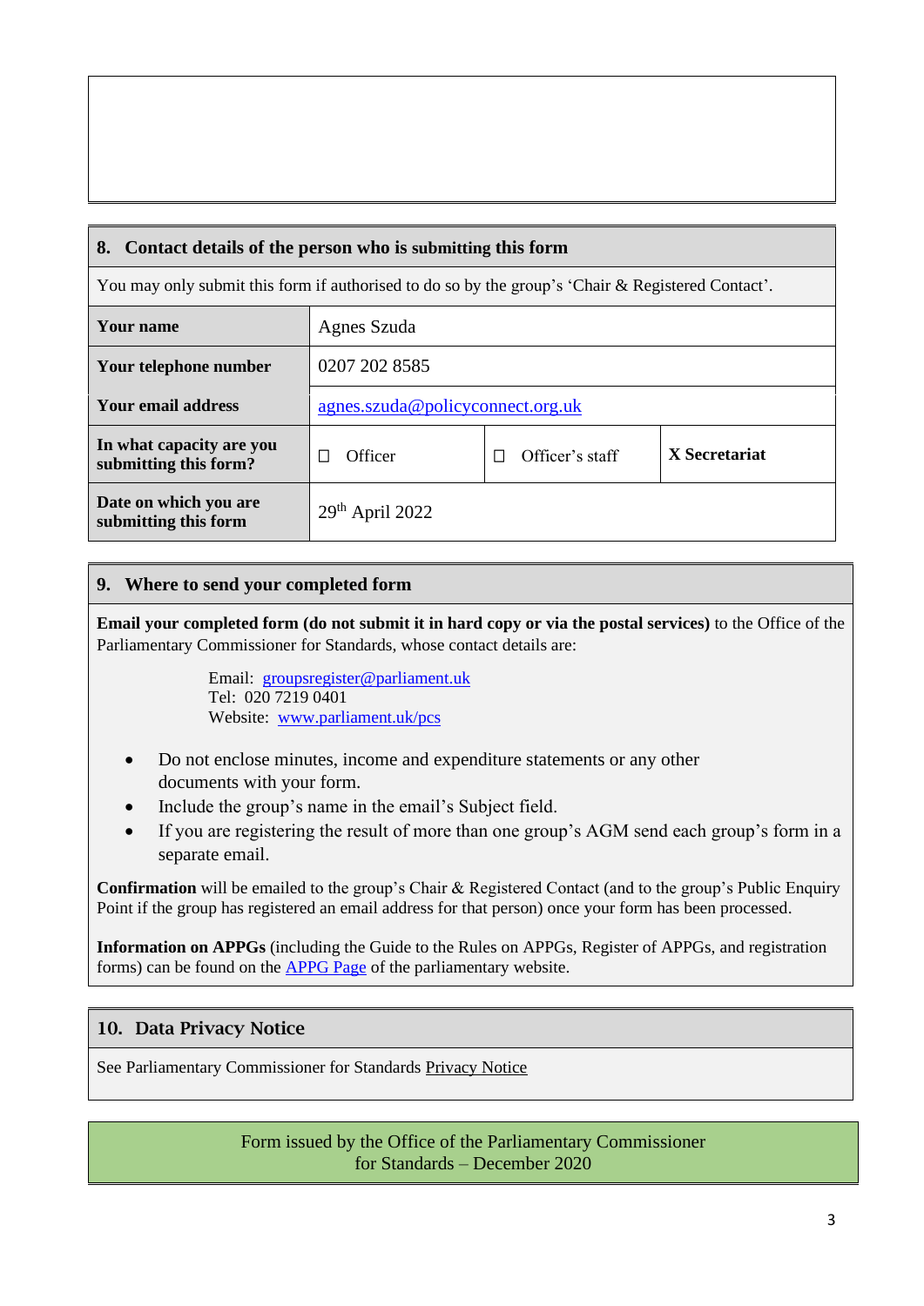## 8. Contact details of the person who is submitting this form

You may only submit this form if authorised to do so by the group's 'Chair & Registered Contact'.

| | | | |
|---|---|---|---|
| **Your name** | Agnes Szuda | | |
| **Your telephone number** | 0207 202 8585 | | |
| **Your email address** | agnes.szuda@policyconnect.org.uk | | |
| **In what capacity are you submitting this form?** | ☐ Officer | ☐ Officer's staff | **X Secretariat** |
| **Date on which you are submitting this form** | 29th April 2022 | | |

## 9. Where to send your completed form

**Email your completed form (do not submit it in hard copy or via the postal services)** to the Office of the Parliamentary Commissioner for Standards, whose contact details are:

Email: groupsregister@parliament.uk
Tel: 020 7219 0401
Website: www.parliament.uk/pcs

- Do not enclose minutes, income and expenditure statements or any other documents with your form.
- Include the group's name in the email's Subject field.
- If you are registering the result of more than one group's AGM send each group's form in a separate email.

**Confirmation** will be emailed to the group's Chair & Registered Contact (and to the group's Public Enquiry Point if the group has registered an email address for that person) once your form has been processed.

**Information on APPGs** (including the Guide to the Rules on APPGs, Register of APPGs, and registration forms) can be found on the APPG Page of the parliamentary website.

## 10. Data Privacy Notice

See Parliamentary Commissioner for Standards Privacy Notice

Form issued by the Office of the Parliamentary Commissioner for Standards – December 2020